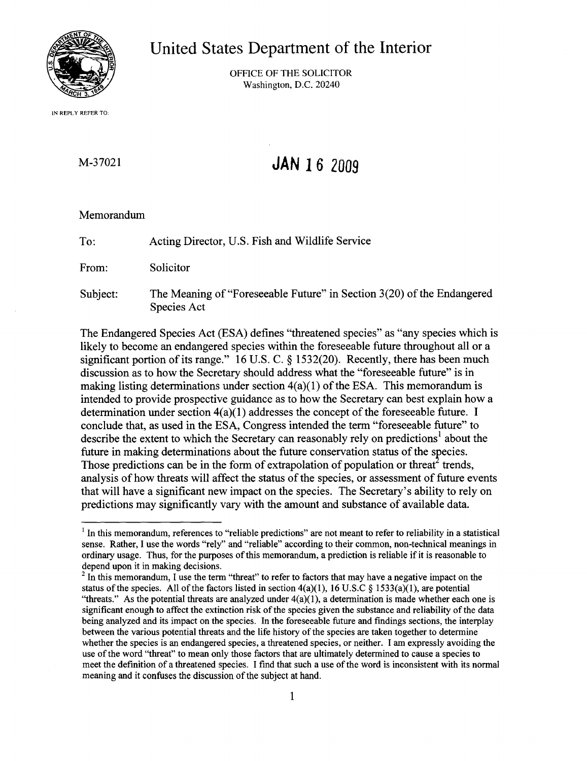# United States Department of the Interior

OFFICE OF THE SOLICITOR
Washington, D.C. 20240

IN REPLY REFER TO:

M-37021

**JAN 16 2009**

Memorandum

To: Acting Director, U.S. Fish and Wildlife Service

From: Solicitor

Subject: The Meaning of "Foreseeable Future" in Section 3(20) of the Endangered Species Act

The Endangered Species Act (ESA) defines "threatened species" as "any species which is likely to become an endangered species within the foreseeable future throughout all or a significant portion of its range." 16 U.S. C. § 1532(20). Recently, there has been much discussion as to how the Secretary should address what the "foreseeable future" is in making listing determinations under section 4(a)(1) of the ESA. This memorandum is intended to provide prospective guidance as to how the Secretary can best explain how a determination under section 4(a)(1) addresses the concept of the foreseeable future. I conclude that, as used in the ESA, Congress intended the term "foreseeable future" to describe the extent to which the Secretary can reasonably rely on predictions[1] about the future in making determinations about the future conservation status of the species. Those predictions can be in the form of extrapolation of population or threat[2] trends, analysis of how threats will affect the status of the species, or assessment of future events that will have a significant new impact on the species. The Secretary's ability to rely on predictions may significantly vary with the amount and substance of available data.

---

[1] In this memorandum, references to "reliable predictions" are not meant to refer to reliability in a statistical sense. Rather, I use the words "rely" and "reliable" according to their common, non-technical meanings in ordinary usage. Thus, for the purposes of this memorandum, a prediction is reliable if it is reasonable to depend upon it in making decisions.

[2] In this memorandum, I use the term "threat" to refer to factors that may have a negative impact on the status of the species. All of the factors listed in section 4(a)(1), 16 U.S.C § 1533(a)(1), are potential "threats." As the potential threats are analyzed under 4(a)(1), a determination is made whether each one is significant enough to affect the extinction risk of the species given the substance and reliability of the data being analyzed and its impact on the species. In the foreseeable future and findings sections, the interplay between the various potential threats and the life history of the species are taken together to determine whether the species is an endangered species, a threatened species, or neither. I am expressly avoiding the use of the word "threat" to mean only those factors that are ultimately determined to cause a species to meet the definition of a threatened species. I find that such a use of the word is inconsistent with its normal meaning and it confuses the discussion of the subject at hand.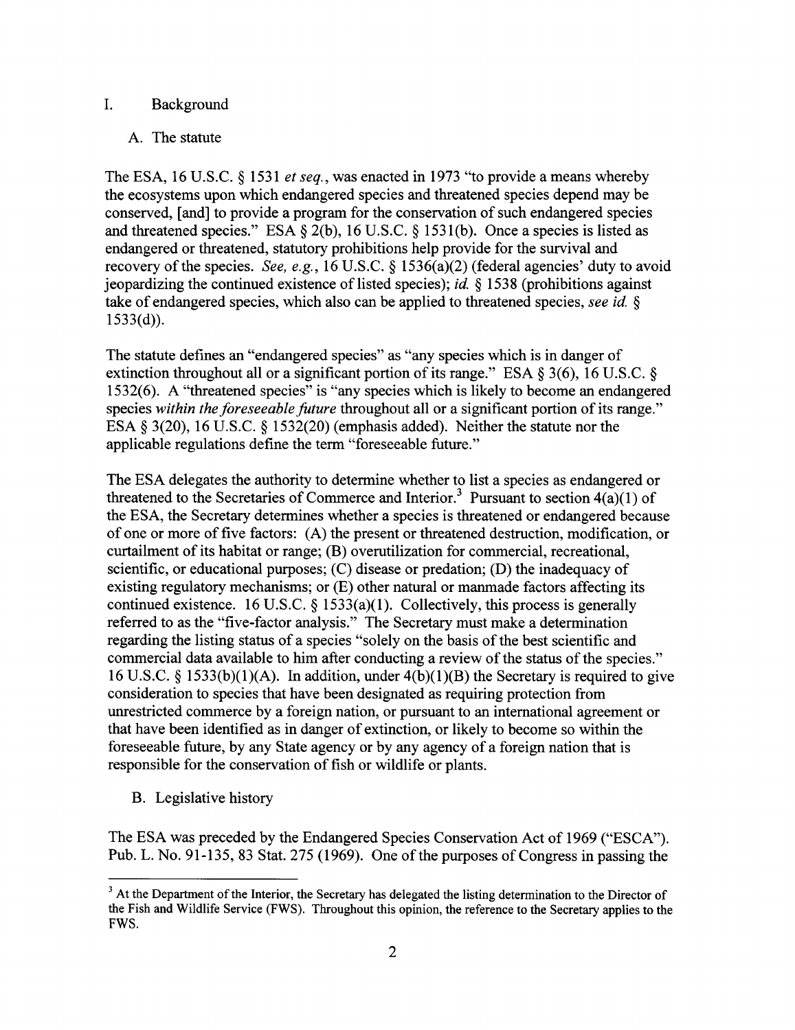## I. Background

### A. The statute

The ESA, 16 U.S.C. § 1531 *et seq.*, was enacted in 1973 "to provide a means whereby the ecosystems upon which endangered species and threatened species depend may be conserved, [and] to provide a program for the conservation of such endangered species and threatened species." ESA § 2(b), 16 U.S.C. § 1531(b). Once a species is listed as endangered or threatened, statutory prohibitions help provide for the survival and recovery of the species. *See, e.g.*, 16 U.S.C. § 1536(a)(2) (federal agencies' duty to avoid jeopardizing the continued existence of listed species); *id.* § 1538 (prohibitions against take of endangered species, which also can be applied to threatened species, *see id.* § 1533(d)).

The statute defines an "endangered species" as "any species which is in danger of extinction throughout all or a significant portion of its range." ESA § 3(6), 16 U.S.C. § 1532(6). A "threatened species" is "any species which is likely to become an endangered species *within the foreseeable future* throughout all or a significant portion of its range." ESA § 3(20), 16 U.S.C. § 1532(20) (emphasis added). Neither the statute nor the applicable regulations define the term "foreseeable future."

The ESA delegates the authority to determine whether to list a species as endangered or threatened to the Secretaries of Commerce and Interior.[3] Pursuant to section 4(a)(1) of the ESA, the Secretary determines whether a species is threatened or endangered because of one or more of five factors: (A) the present or threatened destruction, modification, or curtailment of its habitat or range; (B) overutilization for commercial, recreational, scientific, or educational purposes; (C) disease or predation; (D) the inadequacy of existing regulatory mechanisms; or (E) other natural or manmade factors affecting its continued existence. 16 U.S.C. § 1533(a)(1). Collectively, this process is generally referred to as the "five-factor analysis." The Secretary must make a determination regarding the listing status of a species "solely on the basis of the best scientific and commercial data available to him after conducting a review of the status of the species." 16 U.S.C. § 1533(b)(1)(A). In addition, under 4(b)(1)(B) the Secretary is required to give consideration to species that have been designated as requiring protection from unrestricted commerce by a foreign nation, or pursuant to an international agreement or that have been identified as in danger of extinction, or likely to become so within the foreseeable future, by any State agency or by any agency of a foreign nation that is responsible for the conservation of fish or wildlife or plants.

### B. Legislative history

The ESA was preceded by the Endangered Species Conservation Act of 1969 ("ESCA"). Pub. L. No. 91-135, 83 Stat. 275 (1969). One of the purposes of Congress in passing the

[3] At the Department of the Interior, the Secretary has delegated the listing determination to the Director of the Fish and Wildlife Service (FWS). Throughout this opinion, the reference to the Secretary applies to the FWS.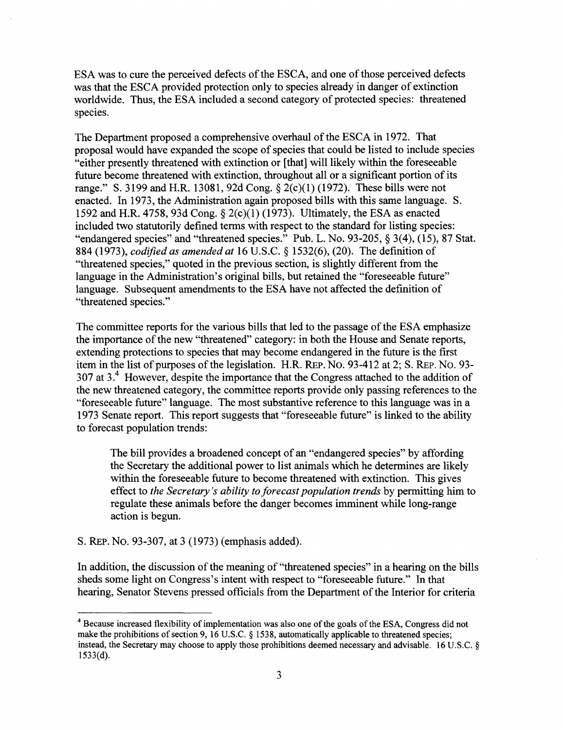ESA was to cure the perceived defects of the ESCA, and one of those perceived defects was that the ESCA provided protection only to species already in danger of extinction worldwide. Thus, the ESA included a second category of protected species: threatened species.

The Department proposed a comprehensive overhaul of the ESCA in 1972. That proposal would have expanded the scope of species that could be listed to include species "either presently threatened with extinction or [that] will likely within the foreseeable future become threatened with extinction, throughout all or a significant portion of its range." S. 3199 and H.R. 13081, 92d Cong. § 2(c)(1) (1972). These bills were not enacted. In 1973, the Administration again proposed bills with this same language. S. 1592 and H.R. 4758, 93d Cong. § 2(c)(1) (1973). Ultimately, the ESA as enacted included two statutorily defined terms with respect to the standard for listing species: "endangered species" and "threatened species." Pub. L. No. 93-205, § 3(4), (15), 87 Stat. 884 (1973), *codified as amended at* 16 U.S.C. § 1532(6), (20). The definition of "threatened species," quoted in the previous section, is slightly different from the language in the Administration's original bills, but retained the "foreseeable future" language. Subsequent amendments to the ESA have not affected the definition of "threatened species."

The committee reports for the various bills that led to the passage of the ESA emphasize the importance of the new "threatened" category: in both the House and Senate reports, extending protections to species that may become endangered in the future is the first item in the list of purposes of the legislation. H.R. REP. NO. 93-412 at 2; S. REP. NO. 93-307 at 3.[4] However, despite the importance that the Congress attached to the addition of the new threatened category, the committee reports provide only passing references to the "foreseeable future" language. The most substantive reference to this language was in a 1973 Senate report. This report suggests that "foreseeable future" is linked to the ability to forecast population trends:

> The bill provides a broadened concept of an "endangered species" by affording the Secretary the additional power to list animals which he determines are likely within the foreseeable future to become threatened with extinction. This gives effect to *the Secretary's ability to forecast population trends* by permitting him to regulate these animals before the danger becomes imminent while long-range action is begun.

S. REP. NO. 93-307, at 3 (1973) (emphasis added).

In addition, the discussion of the meaning of "threatened species" in a hearing on the bills sheds some light on Congress's intent with respect to "foreseeable future." In that hearing, Senator Stevens pressed officials from the Department of the Interior for criteria

---

[4] Because increased flexibility of implementation was also one of the goals of the ESA, Congress did not make the prohibitions of section 9, 16 U.S.C. § 1538, automatically applicable to threatened species; instead, the Secretary may choose to apply those prohibitions deemed necessary and advisable. 16 U.S.C. § 1533(d).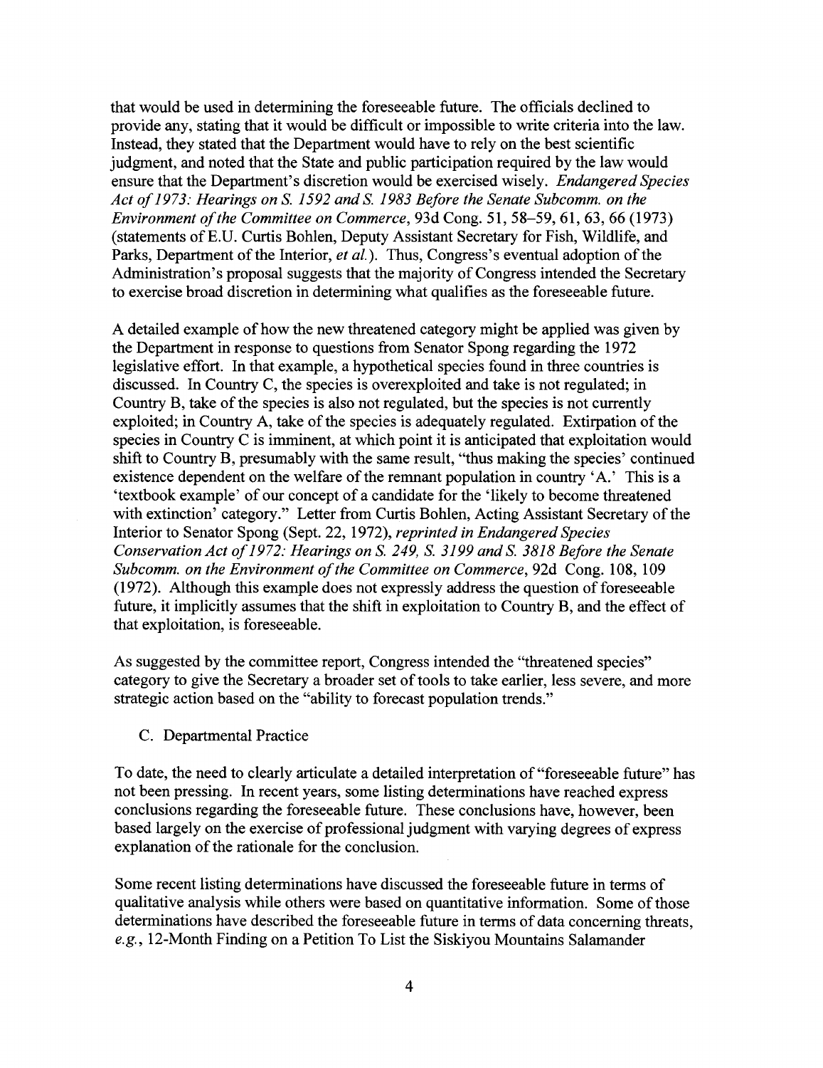that would be used in determining the foreseeable future. The officials declined to provide any, stating that it would be difficult or impossible to write criteria into the law. Instead, they stated that the Department would have to rely on the best scientific judgment, and noted that the State and public participation required by the law would ensure that the Department's discretion would be exercised wisely. *Endangered Species Act of 1973: Hearings on S. 1592 and S. 1983 Before the Senate Subcomm. on the Environment of the Committee on Commerce*, 93d Cong. 51, 58–59, 61, 63, 66 (1973) (statements of E.U. Curtis Bohlen, Deputy Assistant Secretary for Fish, Wildlife, and Parks, Department of the Interior, *et al.*). Thus, Congress's eventual adoption of the Administration's proposal suggests that the majority of Congress intended the Secretary to exercise broad discretion in determining what qualifies as the foreseeable future.

A detailed example of how the new threatened category might be applied was given by the Department in response to questions from Senator Spong regarding the 1972 legislative effort. In that example, a hypothetical species found in three countries is discussed. In Country C, the species is overexploited and take is not regulated; in Country B, take of the species is also not regulated, but the species is not currently exploited; in Country A, take of the species is adequately regulated. Extirpation of the species in Country C is imminent, at which point it is anticipated that exploitation would shift to Country B, presumably with the same result, "thus making the species' continued existence dependent on the welfare of the remnant population in country 'A.' This is a 'textbook example' of our concept of a candidate for the 'likely to become threatened with extinction' category." Letter from Curtis Bohlen, Acting Assistant Secretary of the Interior to Senator Spong (Sept. 22, 1972), *reprinted in Endangered Species Conservation Act of 1972: Hearings on S. 249, S. 3199 and S. 3818 Before the Senate Subcomm. on the Environment of the Committee on Commerce*, 92d Cong. 108, 109 (1972). Although this example does not expressly address the question of foreseeable future, it implicitly assumes that the shift in exploitation to Country B, and the effect of that exploitation, is foreseeable.

As suggested by the committee report, Congress intended the "threatened species" category to give the Secretary a broader set of tools to take earlier, less severe, and more strategic action based on the "ability to forecast population trends."

C. Departmental Practice

To date, the need to clearly articulate a detailed interpretation of "foreseeable future" has not been pressing. In recent years, some listing determinations have reached express conclusions regarding the foreseeable future. These conclusions have, however, been based largely on the exercise of professional judgment with varying degrees of express explanation of the rationale for the conclusion.

Some recent listing determinations have discussed the foreseeable future in terms of qualitative analysis while others were based on quantitative information. Some of those determinations have described the foreseeable future in terms of data concerning threats, *e.g.*, 12-Month Finding on a Petition To List the Siskiyou Mountains Salamander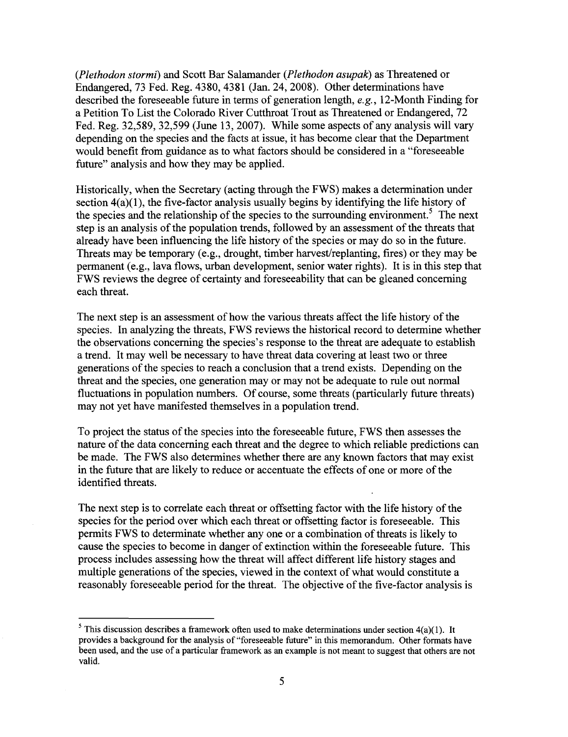(*Plethodon stormi*) and Scott Bar Salamander (*Plethodon asupak*) as Threatened or Endangered, 73 Fed. Reg. 4380, 4381 (Jan. 24, 2008). Other determinations have described the foreseeable future in terms of generation length, *e.g.*, 12-Month Finding for a Petition To List the Colorado River Cutthroat Trout as Threatened or Endangered, 72 Fed. Reg. 32,589, 32,599 (June 13, 2007). While some aspects of any analysis will vary depending on the species and the facts at issue, it has become clear that the Department would benefit from guidance as to what factors should be considered in a "foreseeable future" analysis and how they may be applied.

Historically, when the Secretary (acting through the FWS) makes a determination under section 4(a)(1), the five-factor analysis usually begins by identifying the life history of the species and the relationship of the species to the surrounding environment.[5] The next step is an analysis of the population trends, followed by an assessment of the threats that already have been influencing the life history of the species or may do so in the future. Threats may be temporary (e.g., drought, timber harvest/replanting, fires) or they may be permanent (e.g., lava flows, urban development, senior water rights). It is in this step that FWS reviews the degree of certainty and foreseeability that can be gleaned concerning each threat.

The next step is an assessment of how the various threats affect the life history of the species. In analyzing the threats, FWS reviews the historical record to determine whether the observations concerning the species's response to the threat are adequate to establish a trend. It may well be necessary to have threat data covering at least two or three generations of the species to reach a conclusion that a trend exists. Depending on the threat and the species, one generation may or may not be adequate to rule out normal fluctuations in population numbers. Of course, some threats (particularly future threats) may not yet have manifested themselves in a population trend.

To project the status of the species into the foreseeable future, FWS then assesses the nature of the data concerning each threat and the degree to which reliable predictions can be made. The FWS also determines whether there are any known factors that may exist in the future that are likely to reduce or accentuate the effects of one or more of the identified threats.

The next step is to correlate each threat or offsetting factor with the life history of the species for the period over which each threat or offsetting factor is foreseeable. This permits FWS to determinate whether any one or a combination of threats is likely to cause the species to become in danger of extinction within the foreseeable future. This process includes assessing how the threat will affect different life history stages and multiple generations of the species, viewed in the context of what would constitute a reasonably foreseeable period for the threat. The objective of the five-factor analysis is

[5] This discussion describes a framework often used to make determinations under section 4(a)(1). It provides a background for the analysis of "foreseeable future" in this memorandum. Other formats have been used, and the use of a particular framework as an example is not meant to suggest that others are not valid.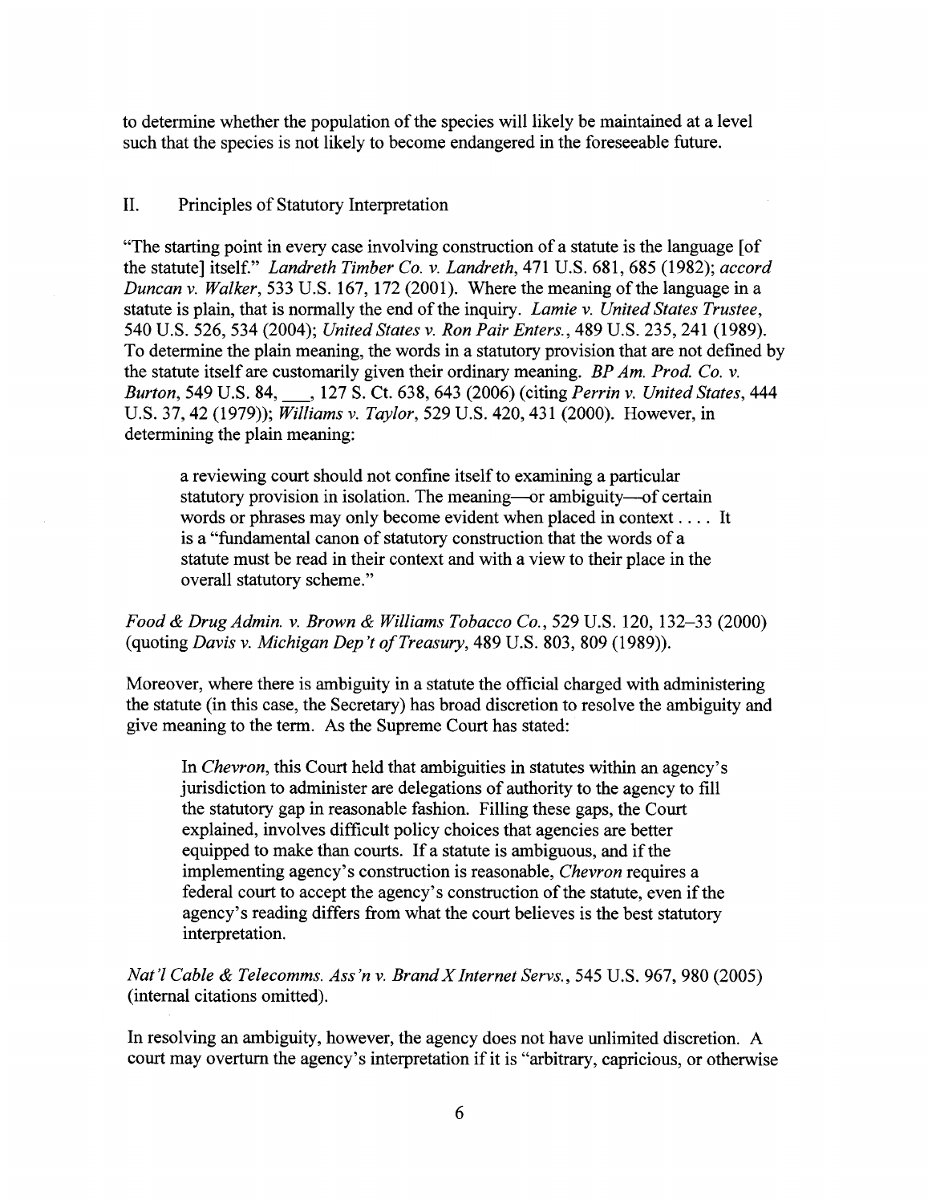to determine whether the population of the species will likely be maintained at a level such that the species is not likely to become endangered in the foreseeable future.

## II. Principles of Statutory Interpretation

"The starting point in every case involving construction of a statute is the language [of the statute] itself." *Landreth Timber Co. v. Landreth*, 471 U.S. 681, 685 (1982); *accord Duncan v. Walker*, 533 U.S. 167, 172 (2001). Where the meaning of the language in a statute is plain, that is normally the end of the inquiry. *Lamie v. United States Trustee*, 540 U.S. 526, 534 (2004); *United States v. Ron Pair Enters.*, 489 U.S. 235, 241 (1989). To determine the plain meaning, the words in a statutory provision that are not defined by the statute itself are customarily given their ordinary meaning. *BP Am. Prod. Co. v. Burton*, 549 U.S. 84, ___, 127 S. Ct. 638, 643 (2006) (citing *Perrin v. United States*, 444 U.S. 37, 42 (1979)); *Williams v. Taylor*, 529 U.S. 420, 431 (2000). However, in determining the plain meaning:

> a reviewing court should not confine itself to examining a particular statutory provision in isolation. The meaning—or ambiguity—of certain words or phrases may only become evident when placed in context . . . . It is a "fundamental canon of statutory construction that the words of a statute must be read in their context and with a view to their place in the overall statutory scheme."

*Food & Drug Admin. v. Brown & Williams Tobacco Co.*, 529 U.S. 120, 132–33 (2000) (quoting *Davis v. Michigan Dep't of Treasury*, 489 U.S. 803, 809 (1989)).

Moreover, where there is ambiguity in a statute the official charged with administering the statute (in this case, the Secretary) has broad discretion to resolve the ambiguity and give meaning to the term. As the Supreme Court has stated:

> In *Chevron*, this Court held that ambiguities in statutes within an agency's jurisdiction to administer are delegations of authority to the agency to fill the statutory gap in reasonable fashion. Filling these gaps, the Court explained, involves difficult policy choices that agencies are better equipped to make than courts. If a statute is ambiguous, and if the implementing agency's construction is reasonable, *Chevron* requires a federal court to accept the agency's construction of the statute, even if the agency's reading differs from what the court believes is the best statutory interpretation.

*Nat'l Cable & Telecomms. Ass'n v. Brand X Internet Servs.*, 545 U.S. 967, 980 (2005) (internal citations omitted).

In resolving an ambiguity, however, the agency does not have unlimited discretion. A court may overturn the agency's interpretation if it is "arbitrary, capricious, or otherwise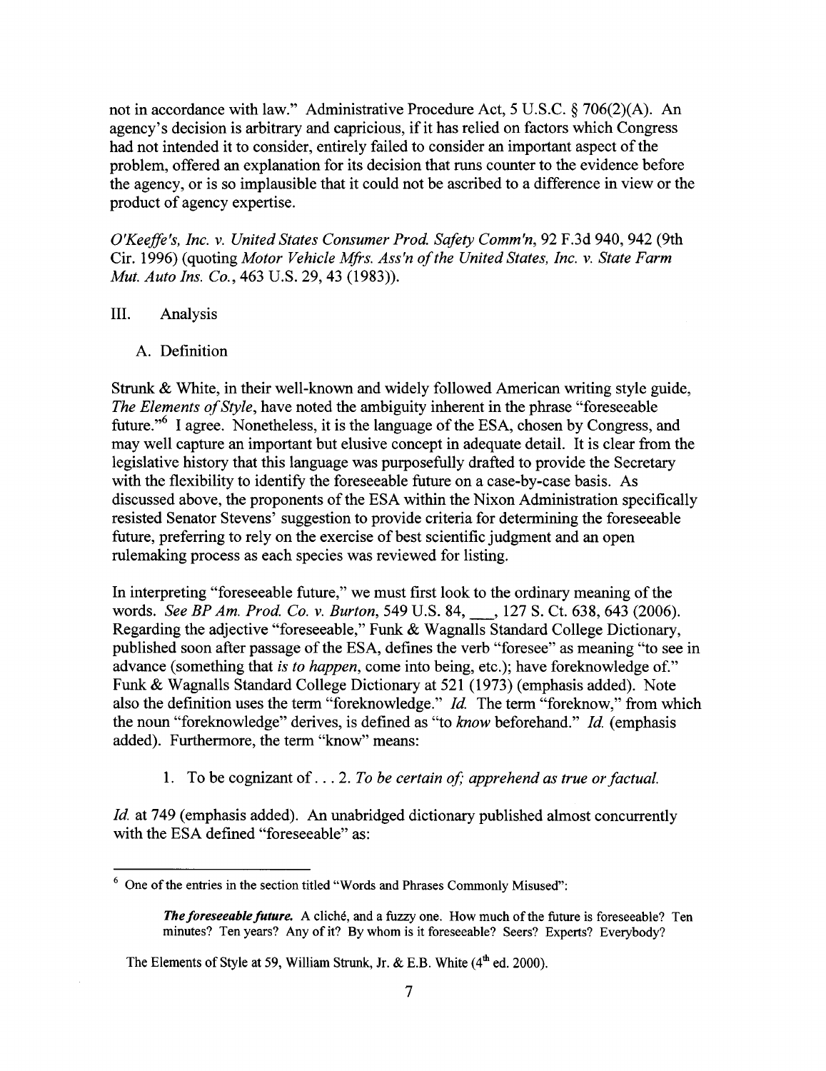not in accordance with law." Administrative Procedure Act, 5 U.S.C. § 706(2)(A). An agency's decision is arbitrary and capricious, if it has relied on factors which Congress had not intended it to consider, entirely failed to consider an important aspect of the problem, offered an explanation for its decision that runs counter to the evidence before the agency, or is so implausible that it could not be ascribed to a difference in view or the product of agency expertise.

*O'Keeffe's, Inc. v. United States Consumer Prod. Safety Comm'n*, 92 F.3d 940, 942 (9th Cir. 1996) (quoting *Motor Vehicle Mfrs. Ass'n of the United States, Inc. v. State Farm Mut. Auto Ins. Co.*, 463 U.S. 29, 43 (1983)).

## III. Analysis

### A. Definition

Strunk & White, in their well-known and widely followed American writing style guide, *The Elements of Style*, have noted the ambiguity inherent in the phrase "foreseeable future."[6] I agree. Nonetheless, it is the language of the ESA, chosen by Congress, and may well capture an important but elusive concept in adequate detail. It is clear from the legislative history that this language was purposefully drafted to provide the Secretary with the flexibility to identify the foreseeable future on a case-by-case basis. As discussed above, the proponents of the ESA within the Nixon Administration specifically resisted Senator Stevens' suggestion to provide criteria for determining the foreseeable future, preferring to rely on the exercise of best scientific judgment and an open rulemaking process as each species was reviewed for listing.

In interpreting "foreseeable future," we must first look to the ordinary meaning of the words. *See BP Am. Prod. Co. v. Burton*, 549 U.S. 84, ___, 127 S. Ct. 638, 643 (2006). Regarding the adjective "foreseeable," Funk & Wagnalls Standard College Dictionary, published soon after passage of the ESA, defines the verb "foresee" as meaning "to see in advance (something that *is to happen*, come into being, etc.); have foreknowledge of." Funk & Wagnalls Standard College Dictionary at 521 (1973) (emphasis added). Note also the definition uses the term "foreknowledge." *Id.* The term "foreknow," from which the noun "foreknowledge" derives, is defined as "to *know* beforehand." *Id.* (emphasis added). Furthermore, the term "know" means:

> 1. To be cognizant of . . . 2. *To be certain of; apprehend as true or factual.*

*Id.* at 749 (emphasis added). An unabridged dictionary published almost concurrently with the ESA defined "foreseeable" as:

---

[6] One of the entries in the section titled "Words and Phrases Commonly Misused":

> ***The foreseeable future.*** A cliché, and a fuzzy one. How much of the future is foreseeable? Ten minutes? Ten years? Any of it? By whom is it foreseeable? Seers? Experts? Everybody?

The Elements of Style at 59, William Strunk, Jr. & E.B. White (4th ed. 2000).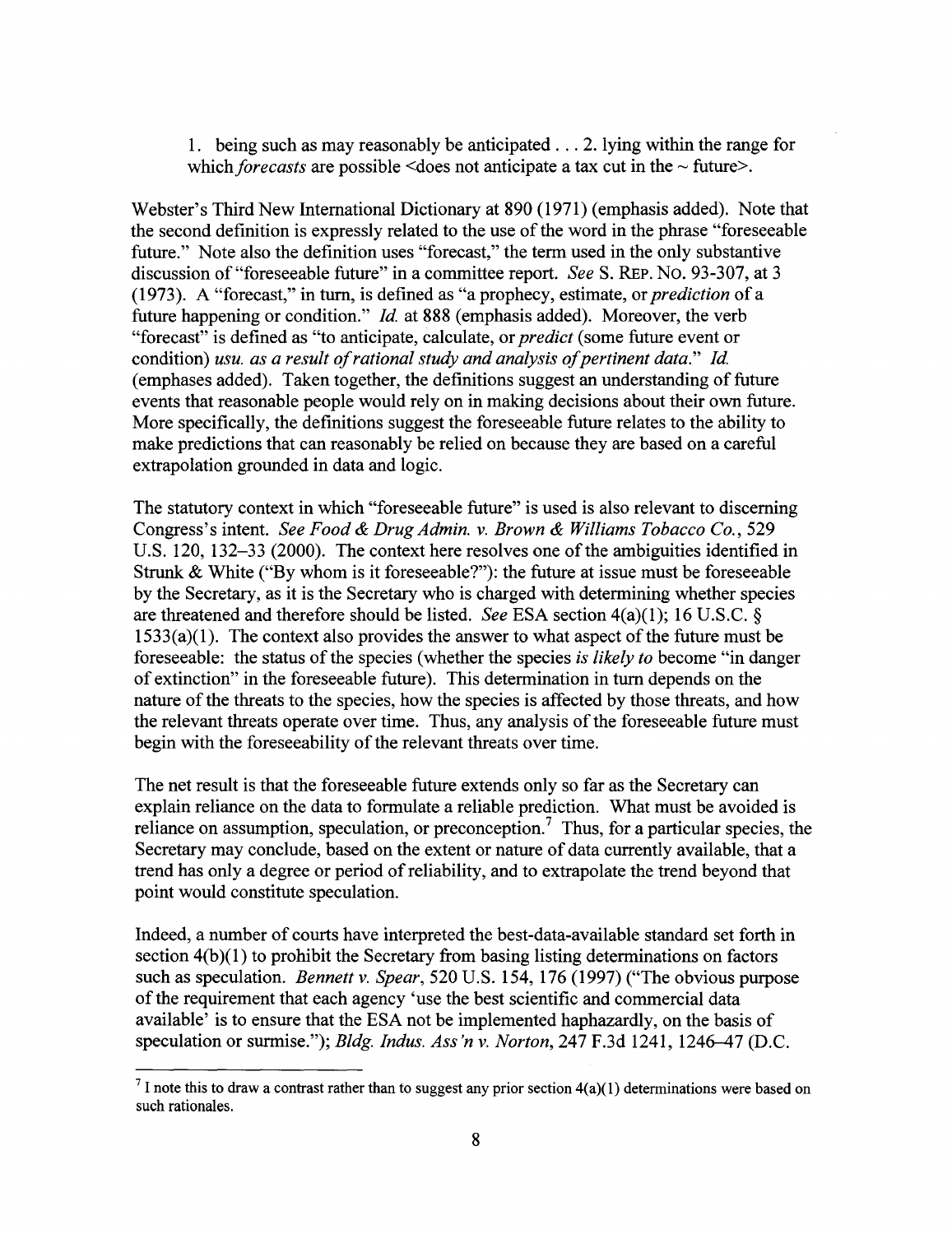> 1. being such as may reasonably be anticipated . . . 2. lying within the range for which *forecasts* are possible <does not anticipate a tax cut in the ~ future>.

Webster's Third New International Dictionary at 890 (1971) (emphasis added). Note that the second definition is expressly related to the use of the word in the phrase "foreseeable future." Note also the definition uses "forecast," the term used in the only substantive discussion of "foreseeable future" in a committee report. *See* S. REP. NO. 93-307, at 3 (1973). A "forecast," in turn, is defined as "a prophecy, estimate, or *prediction* of a future happening or condition." *Id.* at 888 (emphasis added). Moreover, the verb "forecast" is defined as "to anticipate, calculate, or *predict* (some future event or condition) *usu. as a result of rational study and analysis of pertinent data.*" *Id.* (emphases added). Taken together, the definitions suggest an understanding of future events that reasonable people would rely on in making decisions about their own future. More specifically, the definitions suggest the foreseeable future relates to the ability to make predictions that can reasonably be relied on because they are based on a careful extrapolation grounded in data and logic.

The statutory context in which "foreseeable future" is used is also relevant to discerning Congress's intent. *See Food & Drug Admin. v. Brown & Williams Tobacco Co.*, 529 U.S. 120, 132–33 (2000). The context here resolves one of the ambiguities identified in Strunk & White ("By whom is it foreseeable?"): the future at issue must be foreseeable by the Secretary, as it is the Secretary who is charged with determining whether species are threatened and therefore should be listed. *See* ESA section 4(a)(1); 16 U.S.C. § 1533(a)(1). The context also provides the answer to what aspect of the future must be foreseeable: the status of the species (whether the species *is likely to* become "in danger of extinction" in the foreseeable future). This determination in turn depends on the nature of the threats to the species, how the species is affected by those threats, and how the relevant threats operate over time. Thus, any analysis of the foreseeable future must begin with the foreseeability of the relevant threats over time.

The net result is that the foreseeable future extends only so far as the Secretary can explain reliance on the data to formulate a reliable prediction. What must be avoided is reliance on assumption, speculation, or preconception.[7] Thus, for a particular species, the Secretary may conclude, based on the extent or nature of data currently available, that a trend has only a degree or period of reliability, and to extrapolate the trend beyond that point would constitute speculation.

Indeed, a number of courts have interpreted the best-data-available standard set forth in section 4(b)(1) to prohibit the Secretary from basing listing determinations on factors such as speculation. *Bennett v. Spear*, 520 U.S. 154, 176 (1997) ("The obvious purpose of the requirement that each agency 'use the best scientific and commercial data available' is to ensure that the ESA not be implemented haphazardly, on the basis of speculation or surmise."); *Bldg. Indus. Ass'n v. Norton*, 247 F.3d 1241, 1246–47 (D.C.

---

[7] I note this to draw a contrast rather than to suggest any prior section 4(a)(1) determinations were based on such rationales.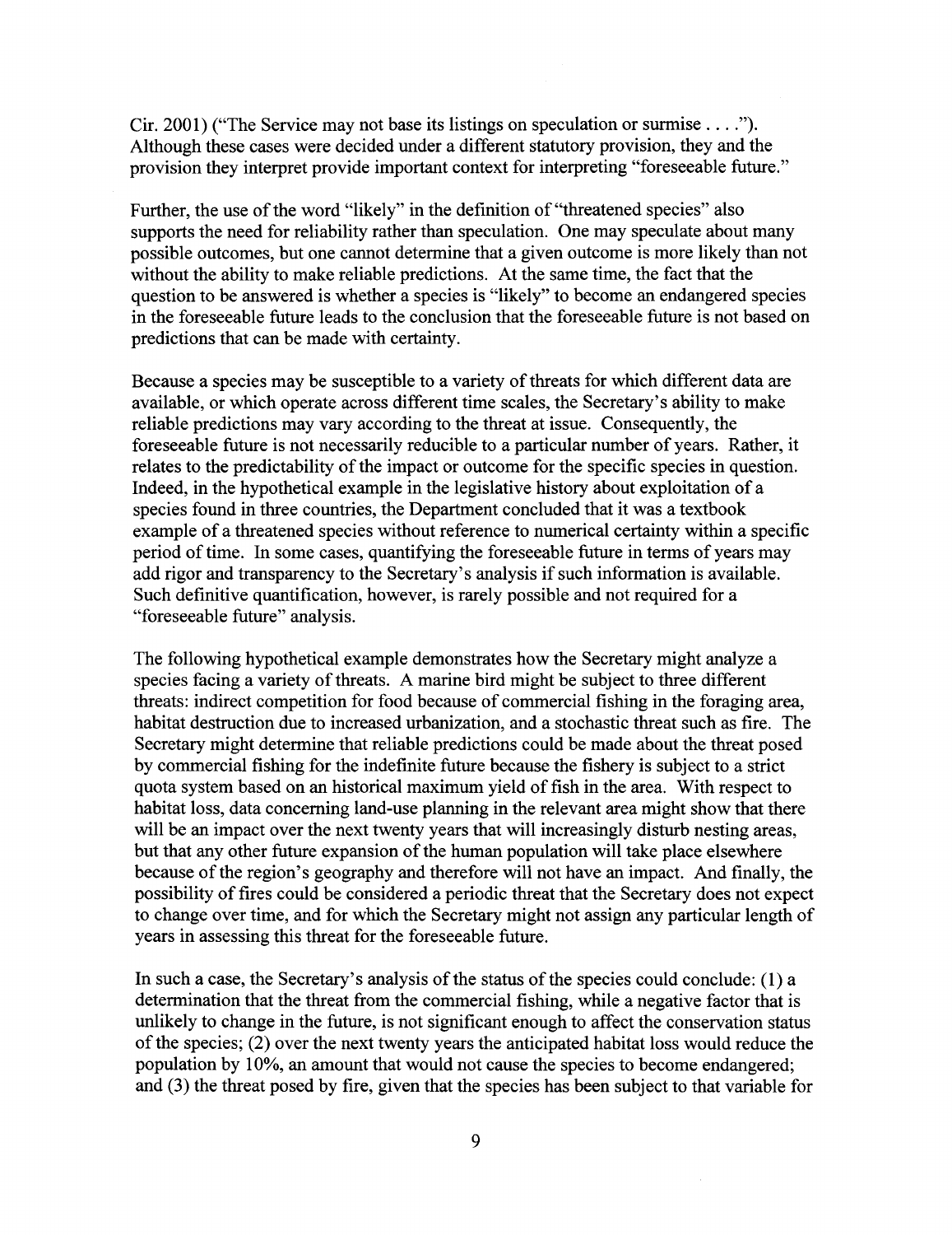Cir. 2001) ("The Service may not base its listings on speculation or surmise . . . ."). Although these cases were decided under a different statutory provision, they and the provision they interpret provide important context for interpreting "foreseeable future."

Further, the use of the word "likely" in the definition of "threatened species" also supports the need for reliability rather than speculation. One may speculate about many possible outcomes, but one cannot determine that a given outcome is more likely than not without the ability to make reliable predictions. At the same time, the fact that the question to be answered is whether a species is "likely" to become an endangered species in the foreseeable future leads to the conclusion that the foreseeable future is not based on predictions that can be made with certainty.

Because a species may be susceptible to a variety of threats for which different data are available, or which operate across different time scales, the Secretary's ability to make reliable predictions may vary according to the threat at issue. Consequently, the foreseeable future is not necessarily reducible to a particular number of years. Rather, it relates to the predictability of the impact or outcome for the specific species in question. Indeed, in the hypothetical example in the legislative history about exploitation of a species found in three countries, the Department concluded that it was a textbook example of a threatened species without reference to numerical certainty within a specific period of time. In some cases, quantifying the foreseeable future in terms of years may add rigor and transparency to the Secretary's analysis if such information is available. Such definitive quantification, however, is rarely possible and not required for a "foreseeable future" analysis.

The following hypothetical example demonstrates how the Secretary might analyze a species facing a variety of threats. A marine bird might be subject to three different threats: indirect competition for food because of commercial fishing in the foraging area, habitat destruction due to increased urbanization, and a stochastic threat such as fire. The Secretary might determine that reliable predictions could be made about the threat posed by commercial fishing for the indefinite future because the fishery is subject to a strict quota system based on an historical maximum yield of fish in the area. With respect to habitat loss, data concerning land-use planning in the relevant area might show that there will be an impact over the next twenty years that will increasingly disturb nesting areas, but that any other future expansion of the human population will take place elsewhere because of the region's geography and therefore will not have an impact. And finally, the possibility of fires could be considered a periodic threat that the Secretary does not expect to change over time, and for which the Secretary might not assign any particular length of years in assessing this threat for the foreseeable future.

In such a case, the Secretary's analysis of the status of the species could conclude: (1) a determination that the threat from the commercial fishing, while a negative factor that is unlikely to change in the future, is not significant enough to affect the conservation status of the species; (2) over the next twenty years the anticipated habitat loss would reduce the population by 10%, an amount that would not cause the species to become endangered; and (3) the threat posed by fire, given that the species has been subject to that variable for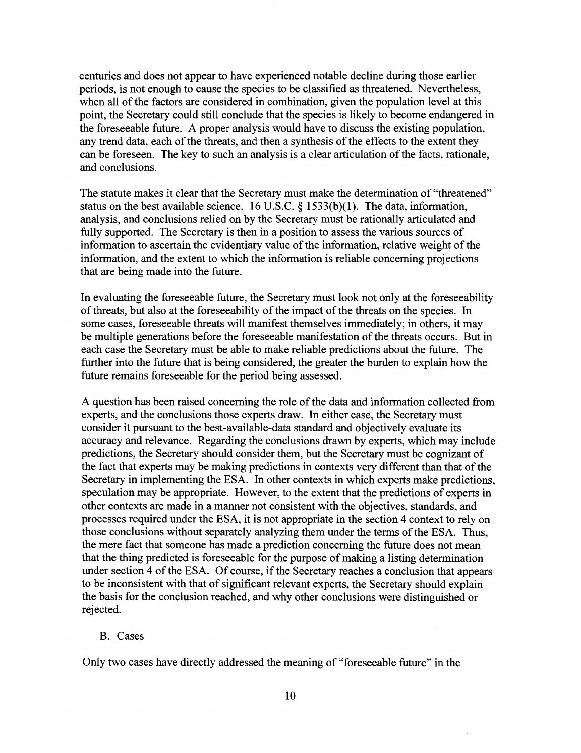centuries and does not appear to have experienced notable decline during those earlier periods, is not enough to cause the species to be classified as threatened. Nevertheless, when all of the factors are considered in combination, given the population level at this point, the Secretary could still conclude that the species is likely to become endangered in the foreseeable future. A proper analysis would have to discuss the existing population, any trend data, each of the threats, and then a synthesis of the effects to the extent they can be foreseen. The key to such an analysis is a clear articulation of the facts, rationale, and conclusions.

The statute makes it clear that the Secretary must make the determination of "threatened" status on the best available science. 16 U.S.C. § 1533(b)(1). The data, information, analysis, and conclusions relied on by the Secretary must be rationally articulated and fully supported. The Secretary is then in a position to assess the various sources of information to ascertain the evidentiary value of the information, relative weight of the information, and the extent to which the information is reliable concerning projections that are being made into the future.

In evaluating the foreseeable future, the Secretary must look not only at the foreseeability of threats, but also at the foreseeability of the impact of the threats on the species. In some cases, foreseeable threats will manifest themselves immediately; in others, it may be multiple generations before the foreseeable manifestation of the threats occurs. But in each case the Secretary must be able to make reliable predictions about the future. The further into the future that is being considered, the greater the burden to explain how the future remains foreseeable for the period being assessed.

A question has been raised concerning the role of the data and information collected from experts, and the conclusions those experts draw. In either case, the Secretary must consider it pursuant to the best-available-data standard and objectively evaluate its accuracy and relevance. Regarding the conclusions drawn by experts, which may include predictions, the Secretary should consider them, but the Secretary must be cognizant of the fact that experts may be making predictions in contexts very different than that of the Secretary in implementing the ESA. In other contexts in which experts make predictions, speculation may be appropriate. However, to the extent that the predictions of experts in other contexts are made in a manner not consistent with the objectives, standards, and processes required under the ESA, it is not appropriate in the section 4 context to rely on those conclusions without separately analyzing them under the terms of the ESA. Thus, the mere fact that someone has made a prediction concerning the future does not mean that the thing predicted is foreseeable for the purpose of making a listing determination under section 4 of the ESA. Of course, if the Secretary reaches a conclusion that appears to be inconsistent with that of significant relevant experts, the Secretary should explain the basis for the conclusion reached, and why other conclusions were distinguished or rejected.

### B. Cases

Only two cases have directly addressed the meaning of "foreseeable future" in the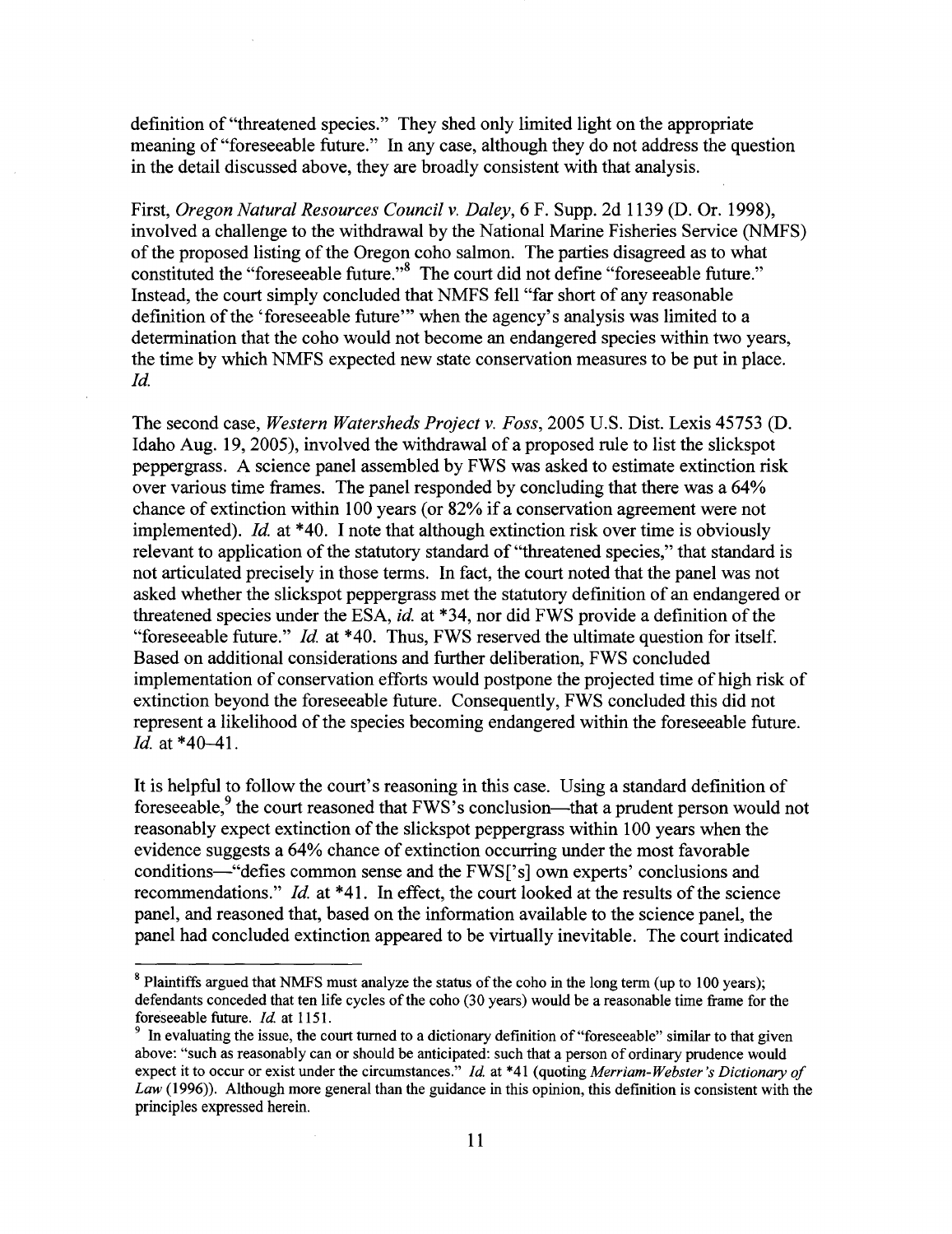definition of "threatened species." They shed only limited light on the appropriate meaning of "foreseeable future." In any case, although they do not address the question in the detail discussed above, they are broadly consistent with that analysis.

First, *Oregon Natural Resources Council v. Daley*, 6 F. Supp. 2d 1139 (D. Or. 1998), involved a challenge to the withdrawal by the National Marine Fisheries Service (NMFS) of the proposed listing of the Oregon coho salmon. The parties disagreed as to what constituted the "foreseeable future."[8] The court did not define "foreseeable future." Instead, the court simply concluded that NMFS fell "far short of any reasonable definition of the 'foreseeable future'" when the agency's analysis was limited to a determination that the coho would not become an endangered species within two years, the time by which NMFS expected new state conservation measures to be put in place. *Id.*

The second case, *Western Watersheds Project v. Foss*, 2005 U.S. Dist. Lexis 45753 (D. Idaho Aug. 19, 2005), involved the withdrawal of a proposed rule to list the slickspot peppergrass. A science panel assembled by FWS was asked to estimate extinction risk over various time frames. The panel responded by concluding that there was a 64% chance of extinction within 100 years (or 82% if a conservation agreement were not implemented). *Id.* at *40. I note that although extinction risk over time is obviously relevant to application of the statutory standard of "threatened species," that standard is not articulated precisely in those terms. In fact, the court noted that the panel was not asked whether the slickspot peppergrass met the statutory definition of an endangered or threatened species under the ESA, *id.* at *34, nor did FWS provide a definition of the "foreseeable future." *Id.* at *40. Thus, FWS reserved the ultimate question for itself. Based on additional considerations and further deliberation, FWS concluded implementation of conservation efforts would postpone the projected time of high risk of extinction beyond the foreseeable future. Consequently, FWS concluded this did not represent a likelihood of the species becoming endangered within the foreseeable future. *Id.* at *40–41.

It is helpful to follow the court's reasoning in this case. Using a standard definition of foreseeable,[9] the court reasoned that FWS's conclusion—that a prudent person would not reasonably expect extinction of the slickspot peppergrass within 100 years when the evidence suggests a 64% chance of extinction occurring under the most favorable conditions—"defies common sense and the FWS['s] own experts' conclusions and recommendations." *Id.* at *41. In effect, the court looked at the results of the science panel, and reasoned that, based on the information available to the science panel, the panel had concluded extinction appeared to be virtually inevitable. The court indicated

---

[8] Plaintiffs argued that NMFS must analyze the status of the coho in the long term (up to 100 years); defendants conceded that ten life cycles of the coho (30 years) would be a reasonable time frame for the foreseeable future. *Id.* at 1151.

[9] In evaluating the issue, the court turned to a dictionary definition of "foreseeable" similar to that given above: "such as reasonably can or should be anticipated: such that a person of ordinary prudence would expect it to occur or exist under the circumstances." *Id.* at *41 (quoting *Merriam-Webster's Dictionary of Law* (1996)). Although more general than the guidance in this opinion, this definition is consistent with the principles expressed herein.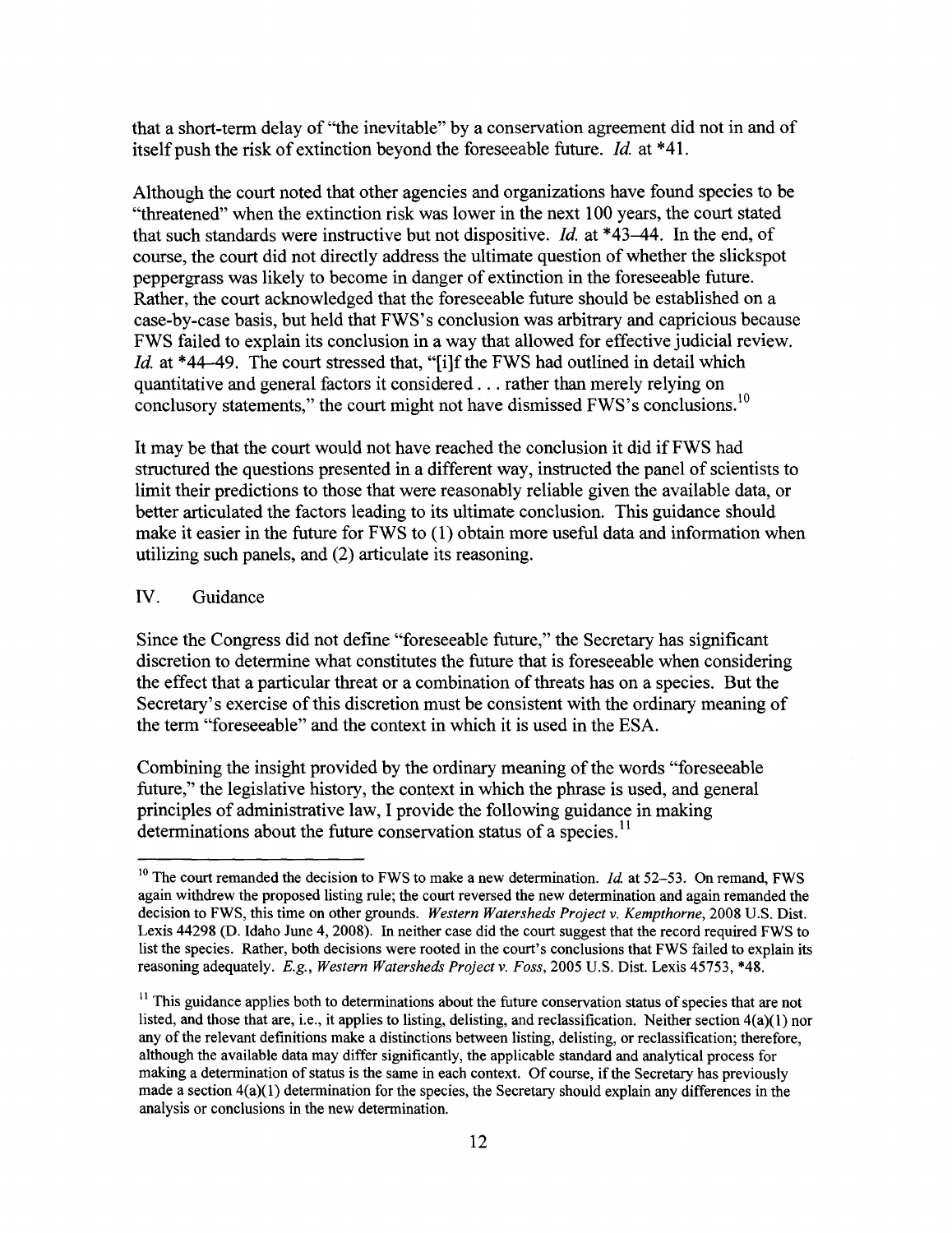that a short-term delay of "the inevitable" by a conservation agreement did not in and of itself push the risk of extinction beyond the foreseeable future. *Id.* at *41.

Although the court noted that other agencies and organizations have found species to be "threatened" when the extinction risk was lower in the next 100 years, the court stated that such standards were instructive but not dispositive. *Id.* at *43–44. In the end, of course, the court did not directly address the ultimate question of whether the slickspot peppergrass was likely to become in danger of extinction in the foreseeable future. Rather, the court acknowledged that the foreseeable future should be established on a case-by-case basis, but held that FWS's conclusion was arbitrary and capricious because FWS failed to explain its conclusion in a way that allowed for effective judicial review. *Id.* at *44–49. The court stressed that, "[i]f the FWS had outlined in detail which quantitative and general factors it considered . . . rather than merely relying on conclusory statements," the court might not have dismissed FWS's conclusions.[10]

It may be that the court would not have reached the conclusion it did if FWS had structured the questions presented in a different way, instructed the panel of scientists to limit their predictions to those that were reasonably reliable given the available data, or better articulated the factors leading to its ultimate conclusion. This guidance should make it easier in the future for FWS to (1) obtain more useful data and information when utilizing such panels, and (2) articulate its reasoning.

## IV. Guidance

Since the Congress did not define "foreseeable future," the Secretary has significant discretion to determine what constitutes the future that is foreseeable when considering the effect that a particular threat or a combination of threats has on a species. But the Secretary's exercise of this discretion must be consistent with the ordinary meaning of the term "foreseeable" and the context in which it is used in the ESA.

Combining the insight provided by the ordinary meaning of the words "foreseeable future," the legislative history, the context in which the phrase is used, and general principles of administrative law, I provide the following guidance in making determinations about the future conservation status of a species.[11]

---

[10] The court remanded the decision to FWS to make a new determination. *Id.* at 52–53. On remand, FWS again withdrew the proposed listing rule; the court reversed the new determination and again remanded the decision to FWS, this time on other grounds. *Western Watersheds Project v. Kempthorne*, 2008 U.S. Dist. Lexis 44298 (D. Idaho June 4, 2008). In neither case did the court suggest that the record required FWS to list the species. Rather, both decisions were rooted in the court's conclusions that FWS failed to explain its reasoning adequately. *E.g., Western Watersheds Project v. Foss*, 2005 U.S. Dist. Lexis 45753, *48.

[11] This guidance applies both to determinations about the future conservation status of species that are not listed, and those that are, i.e., it applies to listing, delisting, and reclassification. Neither section 4(a)(1) nor any of the relevant definitions make a distinctions between listing, delisting, or reclassification; therefore, although the available data may differ significantly, the applicable standard and analytical process for making a determination of status is the same in each context. Of course, if the Secretary has previously made a section 4(a)(1) determination for the species, the Secretary should explain any differences in the analysis or conclusions in the new determination.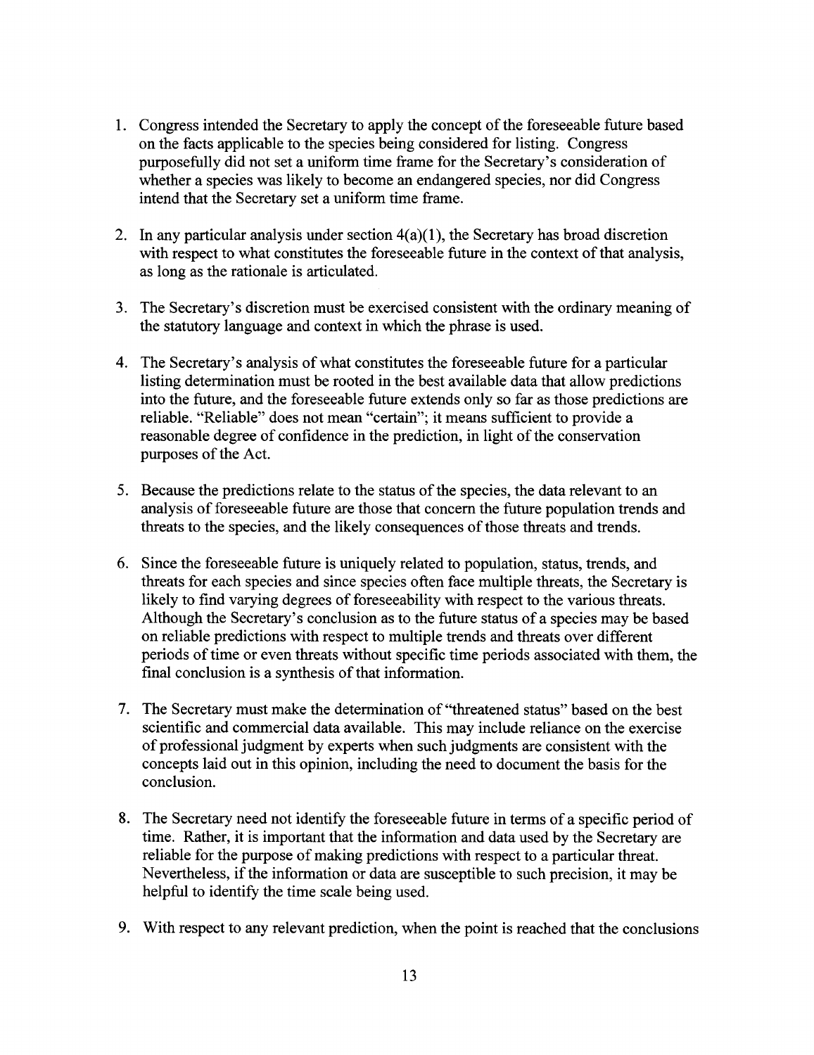1. Congress intended the Secretary to apply the concept of the foreseeable future based on the facts applicable to the species being considered for listing. Congress purposefully did not set a uniform time frame for the Secretary's consideration of whether a species was likely to become an endangered species, nor did Congress intend that the Secretary set a uniform time frame.

2. In any particular analysis under section 4(a)(1), the Secretary has broad discretion with respect to what constitutes the foreseeable future in the context of that analysis, as long as the rationale is articulated.

3. The Secretary's discretion must be exercised consistent with the ordinary meaning of the statutory language and context in which the phrase is used.

4. The Secretary's analysis of what constitutes the foreseeable future for a particular listing determination must be rooted in the best available data that allow predictions into the future, and the foreseeable future extends only so far as those predictions are reliable. "Reliable" does not mean "certain"; it means sufficient to provide a reasonable degree of confidence in the prediction, in light of the conservation purposes of the Act.

5. Because the predictions relate to the status of the species, the data relevant to an analysis of foreseeable future are those that concern the future population trends and threats to the species, and the likely consequences of those threats and trends.

6. Since the foreseeable future is uniquely related to population, status, trends, and threats for each species and since species often face multiple threats, the Secretary is likely to find varying degrees of foreseeability with respect to the various threats. Although the Secretary's conclusion as to the future status of a species may be based on reliable predictions with respect to multiple trends and threats over different periods of time or even threats without specific time periods associated with them, the final conclusion is a synthesis of that information.

7. The Secretary must make the determination of "threatened status" based on the best scientific and commercial data available. This may include reliance on the exercise of professional judgment by experts when such judgments are consistent with the concepts laid out in this opinion, including the need to document the basis for the conclusion.

8. The Secretary need not identify the foreseeable future in terms of a specific period of time. Rather, it is important that the information and data used by the Secretary are reliable for the purpose of making predictions with respect to a particular threat. Nevertheless, if the information or data are susceptible to such precision, it may be helpful to identify the time scale being used.

9. With respect to any relevant prediction, when the point is reached that the conclusions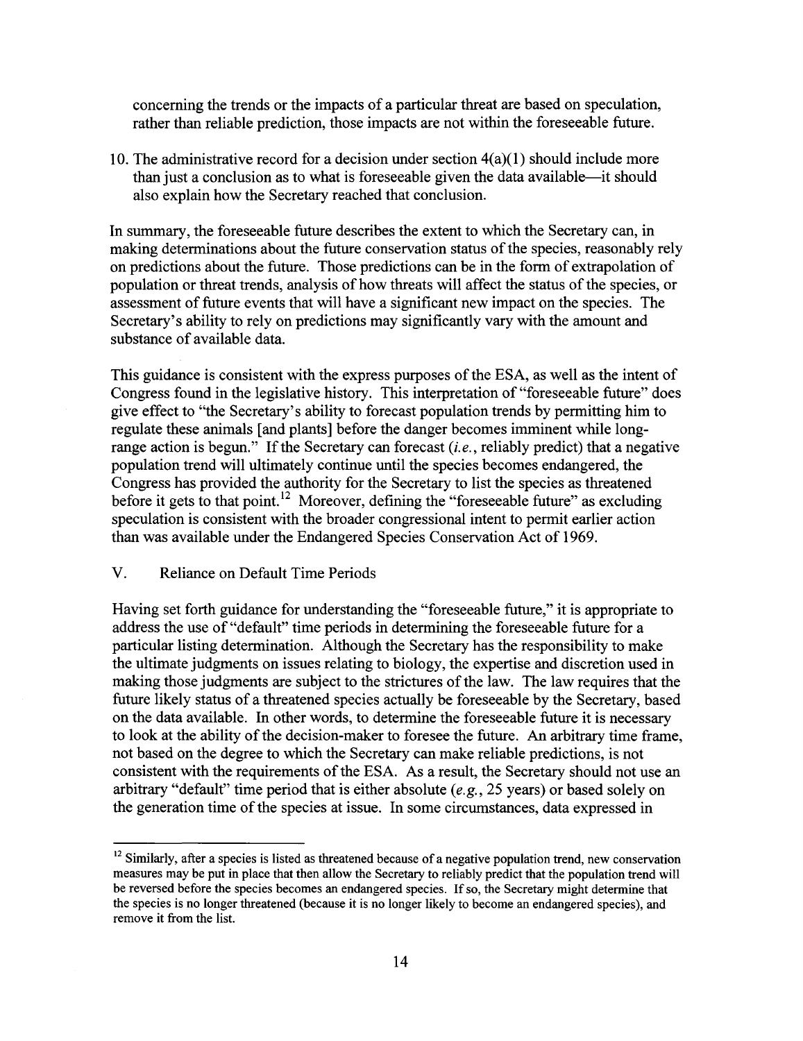concerning the trends or the impacts of a particular threat are based on speculation, rather than reliable prediction, those impacts are not within the foreseeable future.

10. The administrative record for a decision under section 4(a)(1) should include more than just a conclusion as to what is foreseeable given the data available—it should also explain how the Secretary reached that conclusion.

In summary, the foreseeable future describes the extent to which the Secretary can, in making determinations about the future conservation status of the species, reasonably rely on predictions about the future. Those predictions can be in the form of extrapolation of population or threat trends, analysis of how threats will affect the status of the species, or assessment of future events that will have a significant new impact on the species. The Secretary's ability to rely on predictions may significantly vary with the amount and substance of available data.

This guidance is consistent with the express purposes of the ESA, as well as the intent of Congress found in the legislative history. This interpretation of "foreseeable future" does give effect to "the Secretary's ability to forecast population trends by permitting him to regulate these animals [and plants] before the danger becomes imminent while long-range action is begun." If the Secretary can forecast (*i.e.*, reliably predict) that a negative population trend will ultimately continue until the species becomes endangered, the Congress has provided the authority for the Secretary to list the species as threatened before it gets to that point.[12] Moreover, defining the "foreseeable future" as excluding speculation is consistent with the broader congressional intent to permit earlier action than was available under the Endangered Species Conservation Act of 1969.

## V. Reliance on Default Time Periods

Having set forth guidance for understanding the "foreseeable future," it is appropriate to address the use of "default" time periods in determining the foreseeable future for a particular listing determination. Although the Secretary has the responsibility to make the ultimate judgments on issues relating to biology, the expertise and discretion used in making those judgments are subject to the strictures of the law. The law requires that the future likely status of a threatened species actually be foreseeable by the Secretary, based on the data available. In other words, to determine the foreseeable future it is necessary to look at the ability of the decision-maker to foresee the future. An arbitrary time frame, not based on the degree to which the Secretary can make reliable predictions, is not consistent with the requirements of the ESA. As a result, the Secretary should not use an arbitrary "default" time period that is either absolute (*e.g.*, 25 years) or based solely on the generation time of the species at issue. In some circumstances, data expressed in

---

[12] Similarly, after a species is listed as threatened because of a negative population trend, new conservation measures may be put in place that then allow the Secretary to reliably predict that the population trend will be reversed before the species becomes an endangered species. If so, the Secretary might determine that the species is no longer threatened (because it is no longer likely to become an endangered species), and remove it from the list.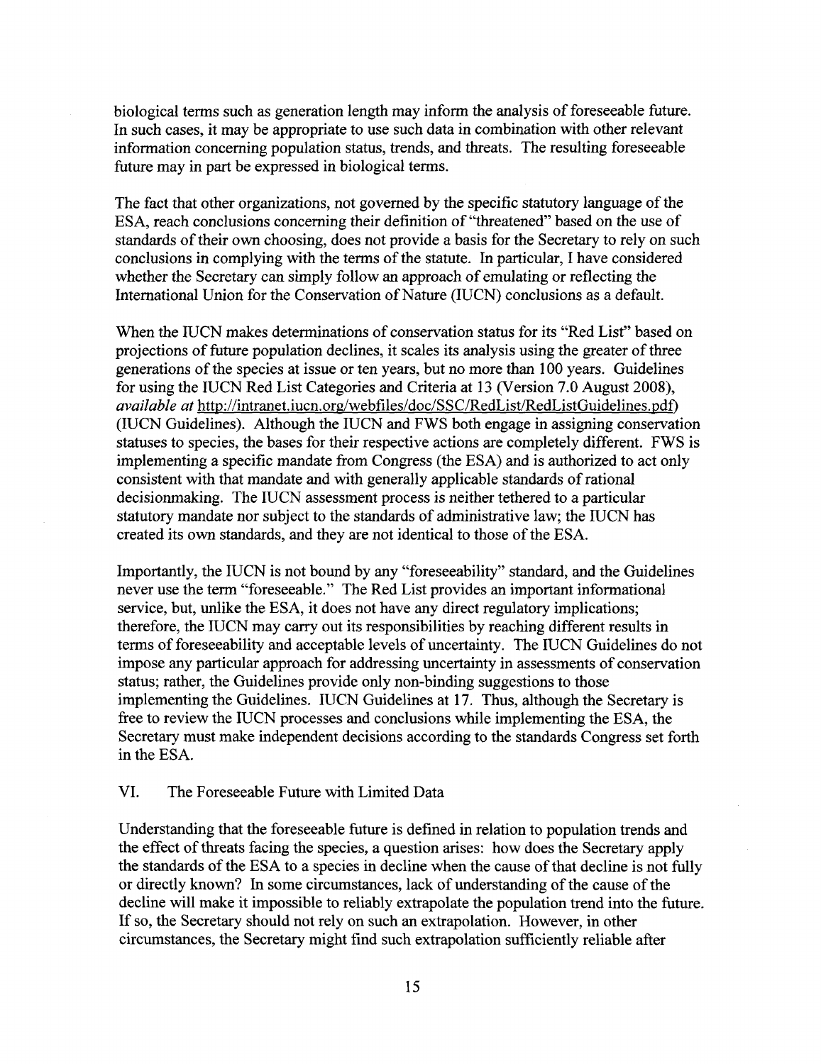biological terms such as generation length may inform the analysis of foreseeable future. In such cases, it may be appropriate to use such data in combination with other relevant information concerning population status, trends, and threats. The resulting foreseeable future may in part be expressed in biological terms.

The fact that other organizations, not governed by the specific statutory language of the ESA, reach conclusions concerning their definition of "threatened" based on the use of standards of their own choosing, does not provide a basis for the Secretary to rely on such conclusions in complying with the terms of the statute. In particular, I have considered whether the Secretary can simply follow an approach of emulating or reflecting the International Union for the Conservation of Nature (IUCN) conclusions as a default.

When the IUCN makes determinations of conservation status for its "Red List" based on projections of future population declines, it scales its analysis using the greater of three generations of the species at issue or ten years, but no more than 100 years. Guidelines for using the IUCN Red List Categories and Criteria at 13 (Version 7.0 August 2008), *available at* http://intranet.iucn.org/webfiles/doc/SSC/RedList/RedListGuidelines.pdf) (IUCN Guidelines). Although the IUCN and FWS both engage in assigning conservation statuses to species, the bases for their respective actions are completely different. FWS is implementing a specific mandate from Congress (the ESA) and is authorized to act only consistent with that mandate and with generally applicable standards of rational decisionmaking. The IUCN assessment process is neither tethered to a particular statutory mandate nor subject to the standards of administrative law; the IUCN has created its own standards, and they are not identical to those of the ESA.

Importantly, the IUCN is not bound by any "foreseeability" standard, and the Guidelines never use the term "foreseeable." The Red List provides an important informational service, but, unlike the ESA, it does not have any direct regulatory implications; therefore, the IUCN may carry out its responsibilities by reaching different results in terms of foreseeability and acceptable levels of uncertainty. The IUCN Guidelines do not impose any particular approach for addressing uncertainty in assessments of conservation status; rather, the Guidelines provide only non-binding suggestions to those implementing the Guidelines. IUCN Guidelines at 17. Thus, although the Secretary is free to review the IUCN processes and conclusions while implementing the ESA, the Secretary must make independent decisions according to the standards Congress set forth in the ESA.

## VI. The Foreseeable Future with Limited Data

Understanding that the foreseeable future is defined in relation to population trends and the effect of threats facing the species, a question arises: how does the Secretary apply the standards of the ESA to a species in decline when the cause of that decline is not fully or directly known? In some circumstances, lack of understanding of the cause of the decline will make it impossible to reliably extrapolate the population trend into the future. If so, the Secretary should not rely on such an extrapolation. However, in other circumstances, the Secretary might find such extrapolation sufficiently reliable after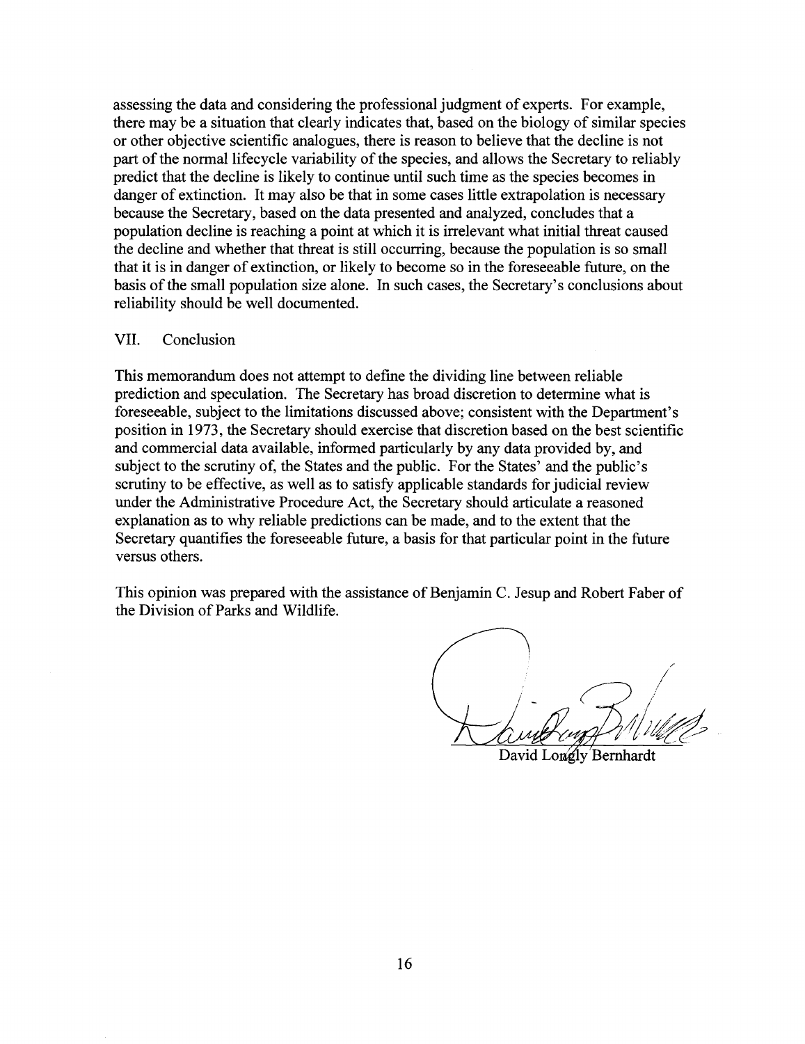assessing the data and considering the professional judgment of experts. For example, there may be a situation that clearly indicates that, based on the biology of similar species or other objective scientific analogues, there is reason to believe that the decline is not part of the normal lifecycle variability of the species, and allows the Secretary to reliably predict that the decline is likely to continue until such time as the species becomes in danger of extinction. It may also be that in some cases little extrapolation is necessary because the Secretary, based on the data presented and analyzed, concludes that a population decline is reaching a point at which it is irrelevant what initial threat caused the decline and whether that threat is still occurring, because the population is so small that it is in danger of extinction, or likely to become so in the foreseeable future, on the basis of the small population size alone. In such cases, the Secretary's conclusions about reliability should be well documented.

## VII. Conclusion

This memorandum does not attempt to define the dividing line between reliable prediction and speculation. The Secretary has broad discretion to determine what is foreseeable, subject to the limitations discussed above; consistent with the Department's position in 1973, the Secretary should exercise that discretion based on the best scientific and commercial data available, informed particularly by any data provided by, and subject to the scrutiny of, the States and the public. For the States' and the public's scrutiny to be effective, as well as to satisfy applicable standards for judicial review under the Administrative Procedure Act, the Secretary should articulate a reasoned explanation as to why reliable predictions can be made, and to the extent that the Secretary quantifies the foreseeable future, a basis for that particular point in the future versus others.

This opinion was prepared with the assistance of Benjamin C. Jesup and Robert Faber of the Division of Parks and Wildlife.

David Longly Bernhardt